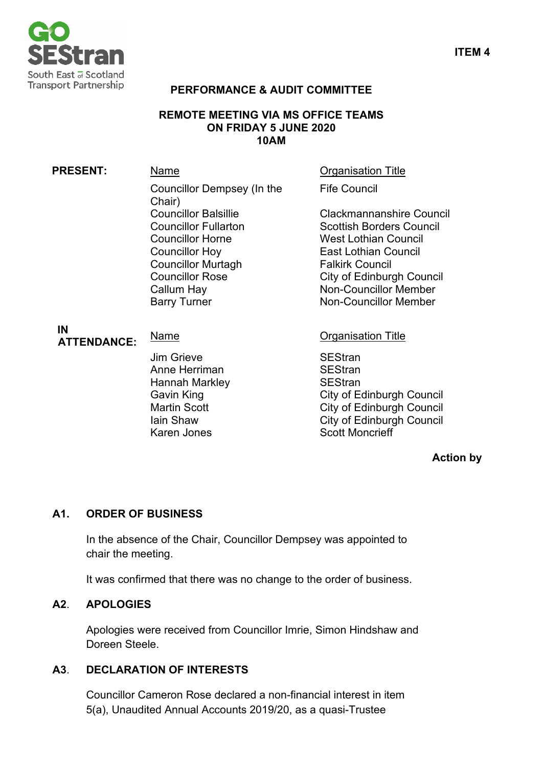**ITEM 4**

## PERFORMANCE & AUDIT COMMITTEE

### REMOTE MEETING VIA MS OFFICE TEAMS
### ON FRIDAY 5 JUNE 2020
### 10AM

**PRESENT:**

| Name | Organisation Title |
| --- | --- |
| Councillor Dempsey (In the Chair) | Fife Council |
| Councillor Balsillie | Clackmannanshire Council |
| Councillor Fullarton | Scottish Borders Council |
| Councillor Horne | West Lothian Council |
| Councillor Hoy | East Lothian Council |
| Councillor Murtagh | Falkirk Council |
| Councillor Rose | City of Edinburgh Council |
| Callum Hay | Non-Councillor Member |
| Barry Turner | Non-Councillor Member |

**IN ATTENDANCE:**

| Name | Organisation Title |
| --- | --- |
| Jim Grieve | SEStran |
| Anne Herriman | SEStran |
| Hannah Markley | SEStran |
| Gavin King | City of Edinburgh Council |
| Martin Scott | City of Edinburgh Council |
| Iain Shaw | City of Edinburgh Council |
| Karen Jones | Scott Moncrieff |

**Action by**

### A1. ORDER OF BUSINESS

In the absence of the Chair, Councillor Dempsey was appointed to chair the meeting.

It was confirmed that there was no change to the order of business.

### A2. APOLOGIES

Apologies were received from Councillor Imrie, Simon Hindshaw and Doreen Steele.

### A3. DECLARATION OF INTERESTS

Councillor Cameron Rose declared a non-financial interest in item 5(a), Unaudited Annual Accounts 2019/20, as a quasi-Trustee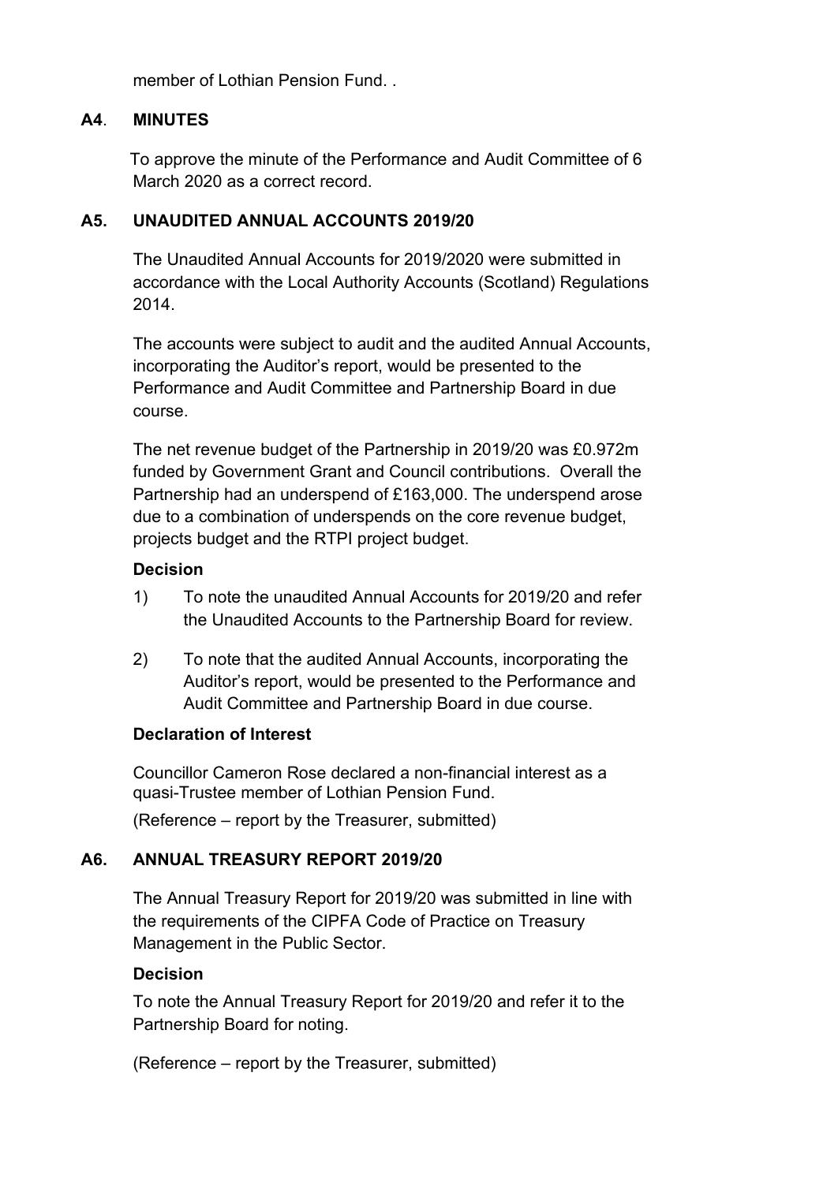member of Lothian Pension Fund. .

## A4. MINUTES

To approve the minute of the Performance and Audit Committee of 6 March 2020 as a correct record.

## A5. UNAUDITED ANNUAL ACCOUNTS 2019/20

The Unaudited Annual Accounts for 2019/2020 were submitted in accordance with the Local Authority Accounts (Scotland) Regulations 2014.

The accounts were subject to audit and the audited Annual Accounts, incorporating the Auditor's report, would be presented to the Performance and Audit Committee and Partnership Board in due course.

The net revenue budget of the Partnership in 2019/20 was £0.972m funded by Government Grant and Council contributions. Overall the Partnership had an underspend of £163,000. The underspend arose due to a combination of underspends on the core revenue budget, projects budget and the RTPI project budget.

**Decision**

1) To note the unaudited Annual Accounts for 2019/20 and refer the Unaudited Accounts to the Partnership Board for review.

2) To note that the audited Annual Accounts, incorporating the Auditor's report, would be presented to the Performance and Audit Committee and Partnership Board in due course.

**Declaration of Interest**

Councillor Cameron Rose declared a non-financial interest as a quasi-Trustee member of Lothian Pension Fund.

(Reference – report by the Treasurer, submitted)

## A6. ANNUAL TREASURY REPORT 2019/20

The Annual Treasury Report for 2019/20 was submitted in line with the requirements of the CIPFA Code of Practice on Treasury Management in the Public Sector.

**Decision**

To note the Annual Treasury Report for 2019/20 and refer it to the Partnership Board for noting.

(Reference – report by the Treasurer, submitted)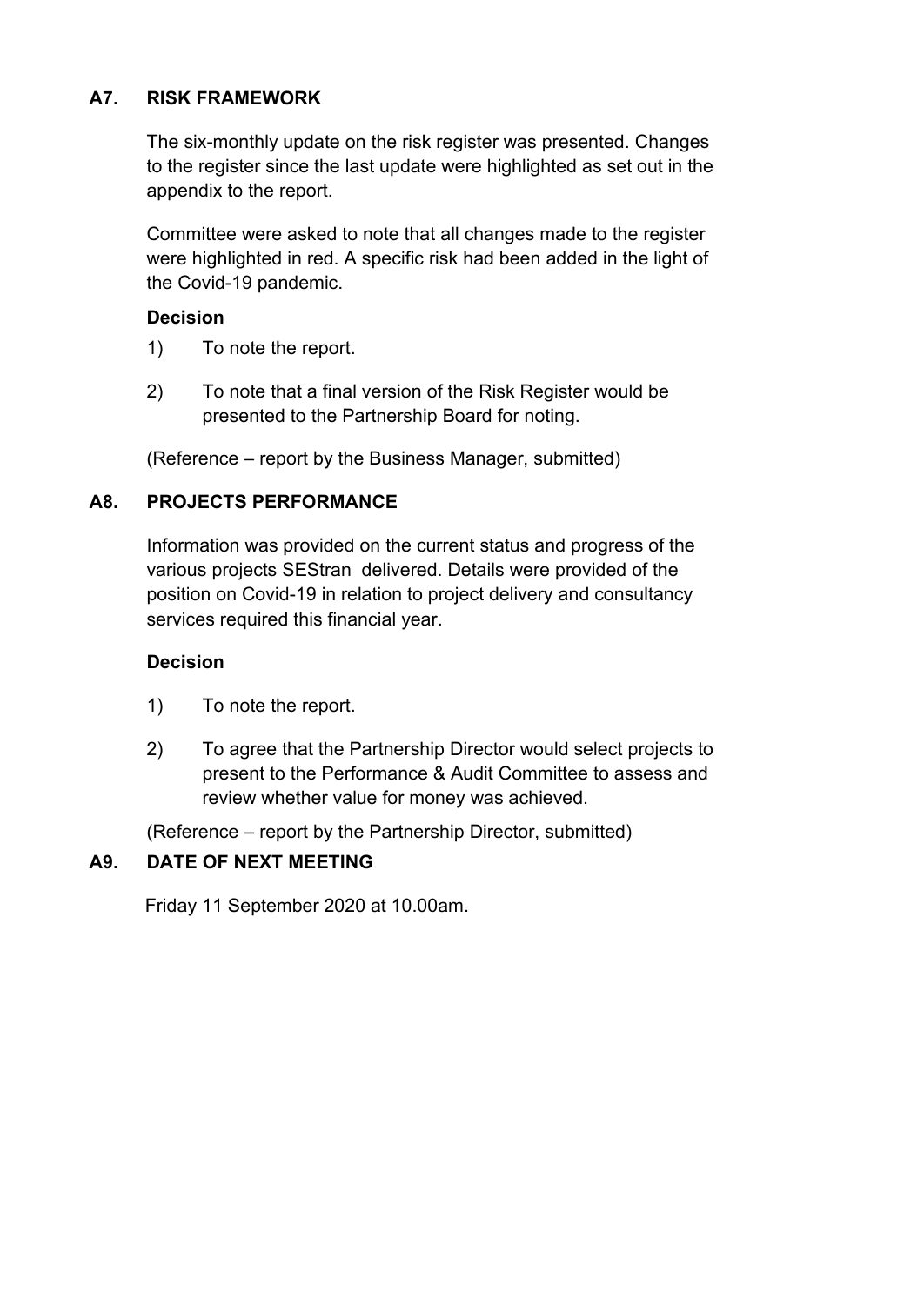## A7. RISK FRAMEWORK

The six-monthly update on the risk register was presented. Changes to the register since the last update were highlighted as set out in the appendix to the report.

Committee were asked to note that all changes made to the register were highlighted in red. A specific risk had been added in the light of the Covid-19 pandemic.

**Decision**

1) To note the report.

2) To note that a final version of the Risk Register would be presented to the Partnership Board for noting.

(Reference – report by the Business Manager, submitted)

## A8. PROJECTS PERFORMANCE

Information was provided on the current status and progress of the various projects SEStran delivered. Details were provided of the position on Covid-19 in relation to project delivery and consultancy services required this financial year.

**Decision**

1) To note the report.

2) To agree that the Partnership Director would select projects to present to the Performance & Audit Committee to assess and review whether value for money was achieved.

(Reference – report by the Partnership Director, submitted)

## A9. DATE OF NEXT MEETING

Friday 11 September 2020 at 10.00am.